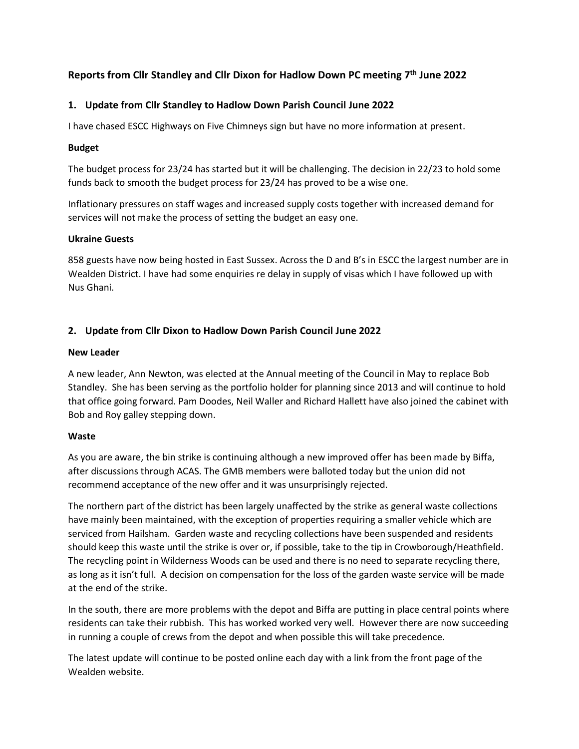# Reports from Cllr Standley and Cllr Dixon for Hadlow Down PC meeting 7th June 2022

## 1. Update from Cllr Standley to Hadlow Down Parish Council June 2022

I have chased ESCC Highways on Five Chimneys sign but have no more information at present.

### Budget

The budget process for 23/24 has started but it will be challenging. The decision in 22/23 to hold some funds back to smooth the budget process for 23/24 has proved to be a wise one.

Inflationary pressures on staff wages and increased supply costs together with increased demand for services will not make the process of setting the budget an easy one.

### Ukraine Guests

858 guests have now being hosted in East Sussex. Across the D and B's in ESCC the largest number are in Wealden District. I have had some enquiries re delay in supply of visas which I have followed up with Nus Ghani.

## 2. Update from Cllr Dixon to Hadlow Down Parish Council June 2022

### New Leader

A new leader, Ann Newton, was elected at the Annual meeting of the Council in May to replace Bob Standley. She has been serving as the portfolio holder for planning since 2013 and will continue to hold that office going forward. Pam Doodes, Neil Waller and Richard Hallett have also joined the cabinet with Bob and Roy galley stepping down.

### Waste

As you are aware, the bin strike is continuing although a new improved offer has been made by Biffa, after discussions through ACAS. The GMB members were balloted today but the union did not recommend acceptance of the new offer and it was unsurprisingly rejected.

The northern part of the district has been largely unaffected by the strike as general waste collections have mainly been maintained, with the exception of properties requiring a smaller vehicle which are serviced from Hailsham. Garden waste and recycling collections have been suspended and residents should keep this waste until the strike is over or, if possible, take to the tip in Crowborough/Heathfield. The recycling point in Wilderness Woods can be used and there is no need to separate recycling there, as long as it isn't full. A decision on compensation for the loss of the garden waste service will be made at the end of the strike.

In the south, there are more problems with the depot and Biffa are putting in place central points where residents can take their rubbish. This has worked worked very well. However there are now succeeding in running a couple of crews from the depot and when possible this will take precedence.

The latest update will continue to be posted online each day with a link from the front page of the Wealden website.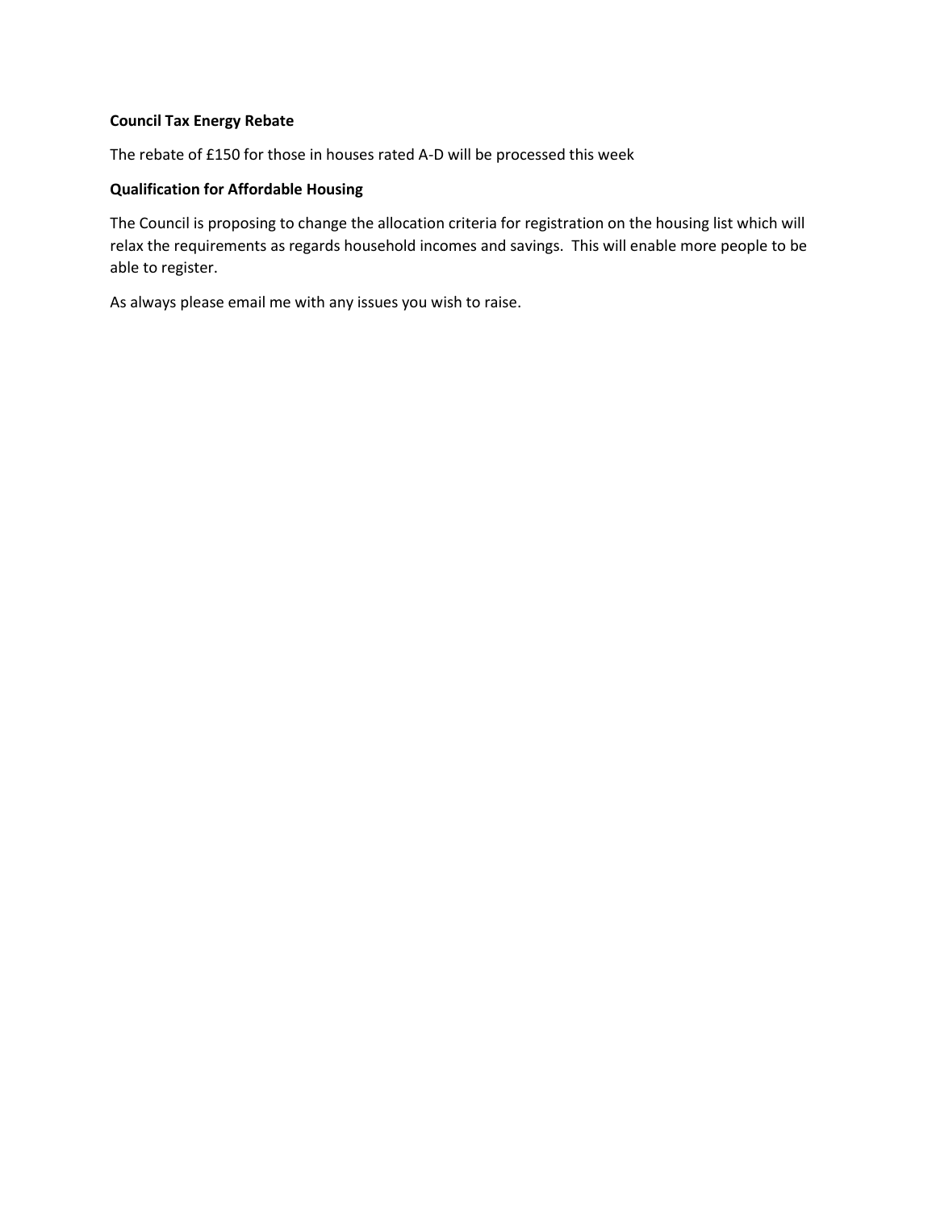**Council Tax Energy Rebate**

The rebate of £150 for those in houses rated A-D will be processed this week

**Qualification for Affordable Housing**

The Council is proposing to change the allocation criteria for registration on the housing list which will relax the requirements as regards household incomes and savings. This will enable more people to be able to register.

As always please email me with any issues you wish to raise.